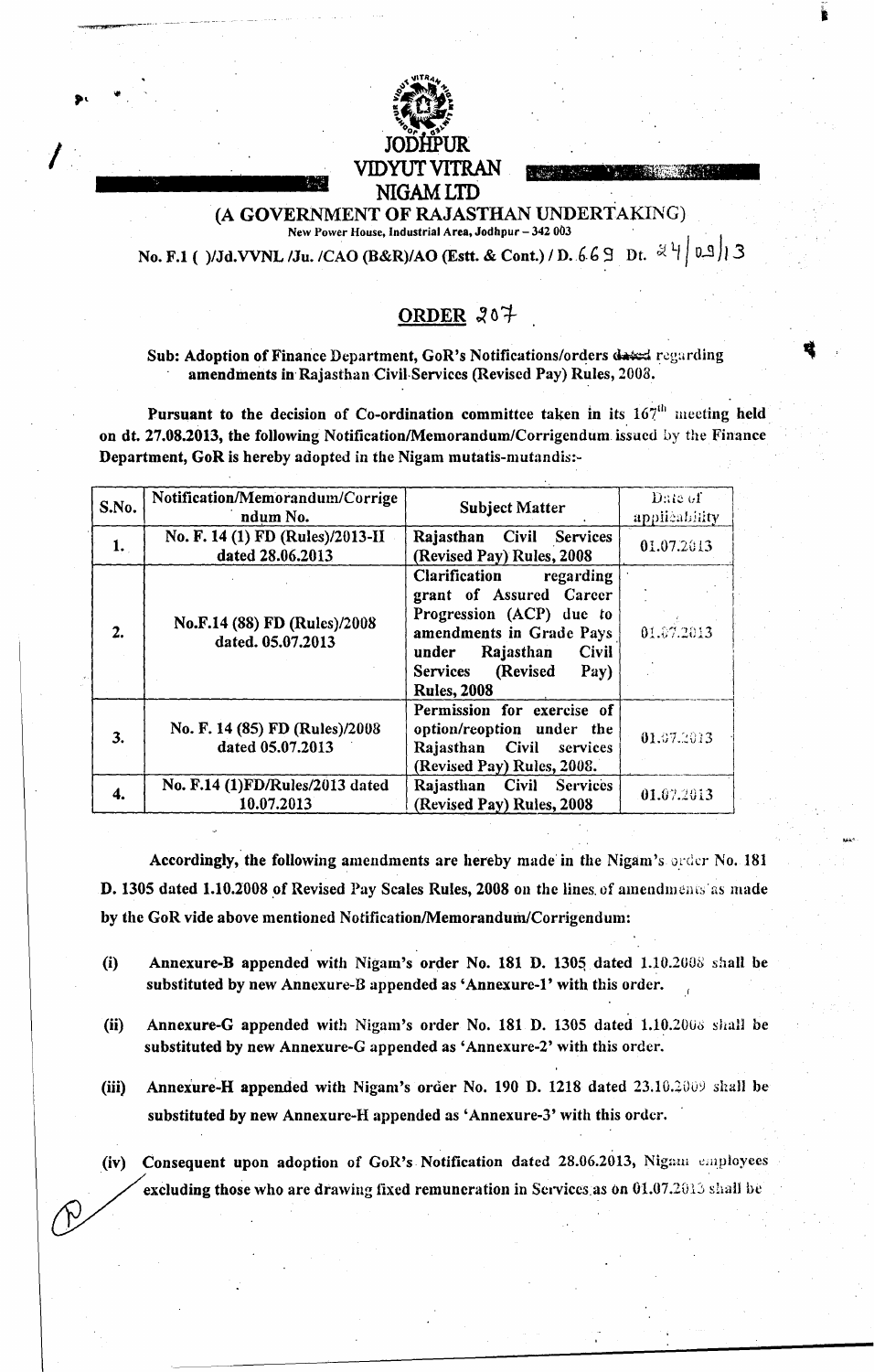# JODHPUR VIDYUT VITRAN NIGAM LTD

## (A GOVERNMENT OF RAJASTHAN UNDERTAKING)

New Power House, Industrial Area, Jodhpur – 342 003

No. F.1 ( )/Jd.VVNL /Ju. /CAO (B&R)/AO (Estt. & Cont.) / D. 669 Dt. 24/09/13

## ORDER 207

**Sub: Adoption of Finance Department, GoR's Notifications/orders ~~dated~~ regarding amendments in Rajasthan Civil Services (Revised Pay) Rules, 2008.**

**Pursuant to the decision of Co-ordination committee taken in its 167th meeting held on dt. 27.08.2013, the following Notification/Memorandum/Corrigendum issued by the Finance Department, GoR is hereby adopted in the Nigam mutatis-mutandis:-**

| S.No. | Notification/Memorandum/Corrigendum No. | Subject Matter | Date of applicability |
|---|---|---|---|
| 1. | No. F. 14 (1) FD (Rules)/2013-II dated 28.06.2013 | Rajasthan Civil Services (Revised Pay) Rules, 2008 | 01.07.2013 |
| 2. | No.F.14 (88) FD (Rules)/2008 dated. 05.07.2013 | Clarification regarding grant of Assured Career Progression (ACP) due to amendments in Grade Pays under Rajasthan Civil Services (Revised Pay) Rules, 2008 | 01.07.2013 |
| 3. | No. F. 14 (85) FD (Rules)/2008 dated 05.07.2013 | Permission for exercise of option/reoption under the Rajasthan Civil services (Revised Pay) Rules, 2008. | 01.07.2013 |
| 4. | No. F.14 (1)FD/Rules/2013 dated 10.07.2013 | Rajasthan Civil Services (Revised Pay) Rules, 2008 | 01.07.2013 |

**Accordingly, the following amendments are hereby made in the Nigam's order No. 181 D. 1305 dated 1.10.2008 of Revised Pay Scales Rules, 2008 on the lines of amendments as made by the GoR vide above mentioned Notification/Memorandum/Corrigendum:**

**(i) Annexure-B appended with Nigam's order No. 181 D. 1305 dated 1.10.2008 shall be substituted by new Annexure-B appended as 'Annexure-1' with this order.**

**(ii) Annexure-G appended with Nigam's order No. 181 D. 1305 dated 1.10.2008 shall be substituted by new Annexure-G appended as 'Annexure-2' with this order.**

**(iii) Annexure-H appended with Nigam's order No. 190 D. 1218 dated 23.10.2009 shall be substituted by new Annexure-H appended as 'Annexure-3' with this order.**

**(iv) Consequent upon adoption of GoR's Notification dated 28.06.2013, Nigam employees excluding those who are drawing fixed remuneration in Services as on 01.07.2013 shall be**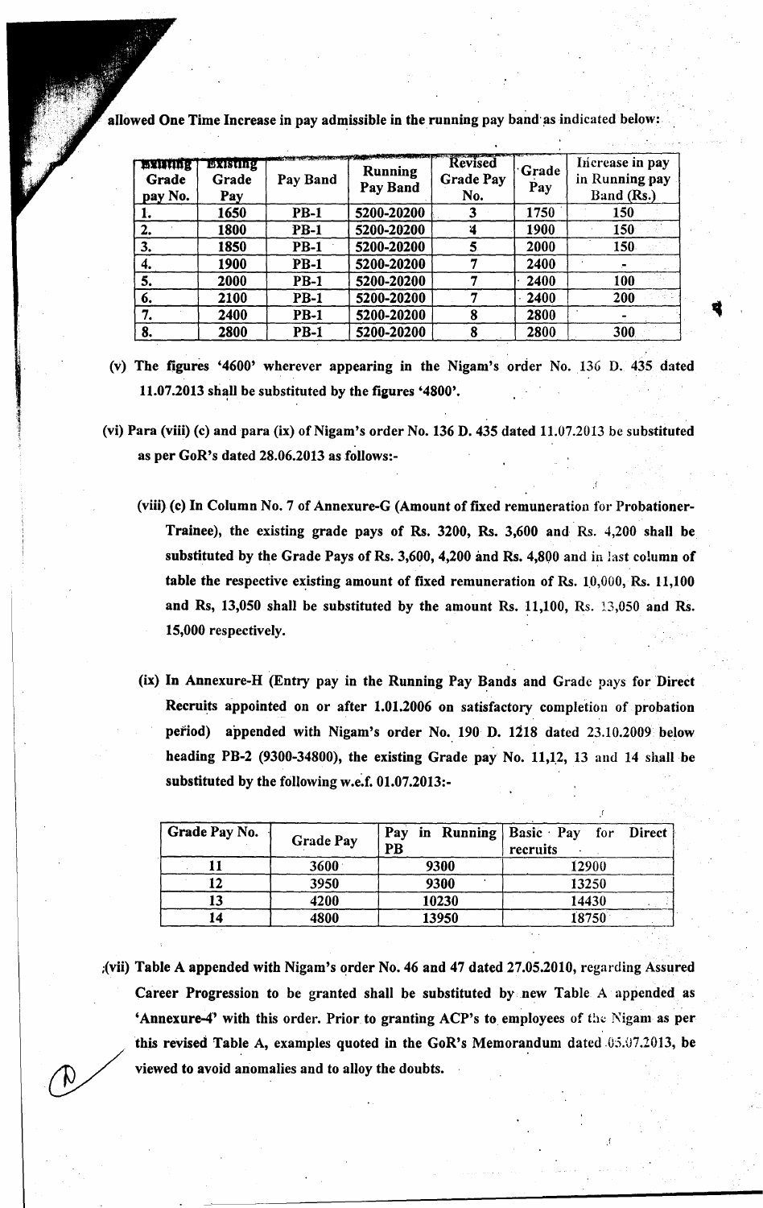allowed One Time Increase in pay admissible in the running pay band as indicated below:

| Existing Grade pay No. | Existing Grade Pay | Pay Band | Running Pay Band | Revised Grade Pay No. | Grade Pay | Increase in pay in Running pay Band (Rs.) |
|---|---|---|---|---|---|---|
| 1. | 1650 | PB-1 | 5200-20200 | 3 | 1750 | 150 |
| 2. | 1800 | PB-1 | 5200-20200 | 4 | 1900 | 150 |
| 3. | 1850 | PB-1 | 5200-20200 | 5 | 2000 | 150 |
| 4. | 1900 | PB-1 | 5200-20200 | 7 | 2400 | - |
| 5. | 2000 | PB-1 | 5200-20200 | 7 | 2400 | 100 |
| 6. | 2100 | PB-1 | 5200-20200 | 7 | 2400 | 200 |
| 7. | 2400 | PB-1 | 5200-20200 | 8 | 2800 | - |
| 8. | 2800 | PB-1 | 5200-20200 | 8 | 2800 | 300 |

**(v) The figures '4600' wherever appearing in the Nigam's order No. 136 D. 435 dated 11.07.2013 shall be substituted by the figures '4800'.**

**(vi) Para (viii) (c) and para (ix) of Nigam's order No. 136 D. 435 dated 11.07.2013 be substituted as per GoR's dated 28.06.2013 as follows:-**

**(viii) (c) In Column No. 7 of Annexure-G (Amount of fixed remuneration for Probationer-Trainee), the existing grade pays of Rs. 3200, Rs. 3,600 and Rs. 4,200 shall be substituted by the Grade Pays of Rs. 3,600, 4,200 and Rs. 4,800 and in last column of table the respective existing amount of fixed remuneration of Rs. 10,000, Rs. 11,100 and Rs, 13,050 shall be substituted by the amount Rs. 11,100, Rs. 13,050 and Rs. 15,000 respectively.**

**(ix) In Annexure-H (Entry pay in the Running Pay Bands and Grade pays for Direct Recruits appointed on or after 1.01.2006 on satisfactory completion of probation period) appended with Nigam's order No. 190 D. 1218 dated 23.10.2009 below heading PB-2 (9300-34800), the existing Grade pay No. 11,12, 13 and 14 shall be substituted by the following w.e.f. 01.07.2013:-**

| Grade Pay No. | Grade Pay | Pay in Running PB | Basic Pay for Direct recruits |
|---|---|---|---|
| 11 | 3600 | 9300 | 12900 |
| 12 | 3950 | 9300 | 13250 |
| 13 | 4200 | 10230 | 14430 |
| 14 | 4800 | 13950 | 18750 |

**(vii) Table A appended with Nigam's order No. 46 and 47 dated 27.05.2010, regarding Assured Career Progression to be granted shall be substituted by new Table A appended as 'Annexure-4' with this order. Prior to granting ACP's to employees of the Nigam as per this revised Table A, examples quoted in the GoR's Memorandum dated 05.07.2013, be viewed to avoid anomalies and to alloy the doubts.**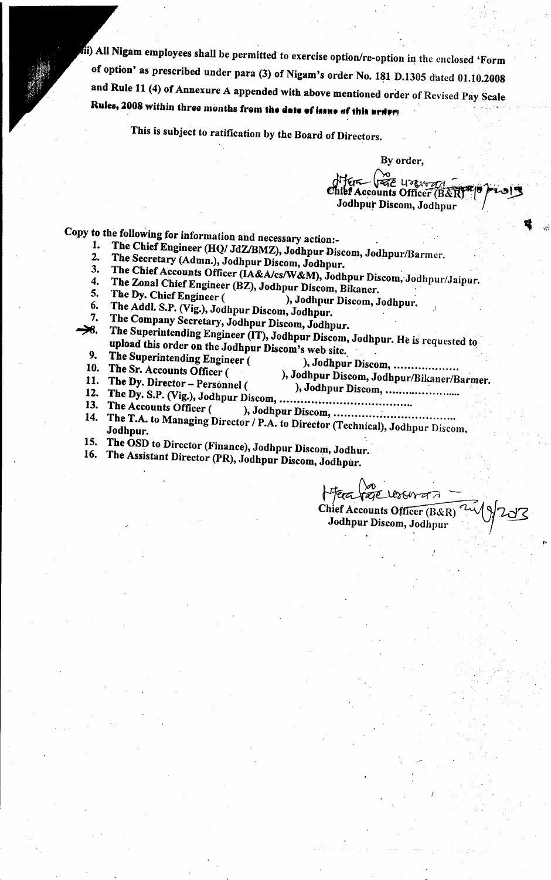iii) All Nigam employees shall be permitted to exercise option/re-option in the enclosed 'Form of option' as prescribed under para (3) of Nigam's order No. 181 D.1305 dated 01.10.2008 and Rule 11 (4) of Annexure A appended with above mentioned order of Revised Pay Scale Rules, 2008 within three months from the date of issue of this order.

This is subject to ratification by the Board of Directors.

By order,

Chief Accounts Officer (B&R)
Jodhpur Discom, Jodhpur

Copy to the following for information and necessary action:-

1. The Chief Engineer (HQ/ JdZ/BMZ), Jodhpur Discom, Jodhpur/Barmer.
2. The Secretary (Admn.), Jodhpur Discom, Jodhpur.
3. The Chief Accounts Officer (IA&A/cs/W&M), Jodhpur Discom, Jodhpur/Jaipur.
4. The Zonal Chief Engineer (BZ), Jodhpur Discom, Bikaner.
5. The Dy. Chief Engineer ( ), Jodhpur Discom, Jodhpur.
6. The Addl. S.P. (Vig.), Jodhpur Discom, Jodhpur.
7. The Company Secretary, Jodhpur Discom, Jodhpur.
8. The Superintending Engineer (IT), Jodhpur Discom, Jodhpur. He is requested to upload this order on the Jodhpur Discom's web site.
9. The Superintending Engineer ( ), Jodhpur Discom, ..................
10. The Sr. Accounts Officer ( ), Jodhpur Discom, Jodhpur/Bikaner/Barmer.
11. The Dy. Director – Personnel ( ), Jodhpur Discom, ......................
12. The Dy. S.P. (Vig.), Jodhpur Discom, ......................................
13. The Accounts Officer ( ), Jodhpur Discom, ..................................
14. The T.A. to Managing Director / P.A. to Director (Technical), Jodhpur Discom, Jodhpur.
15. The OSD to Director (Finance), Jodhpur Discom, Jodhur.
16. The Assistant Director (PR), Jodhpur Discom, Jodhpur.

Chief Accounts Officer (B&R)
Jodhpur Discom, Jodhpur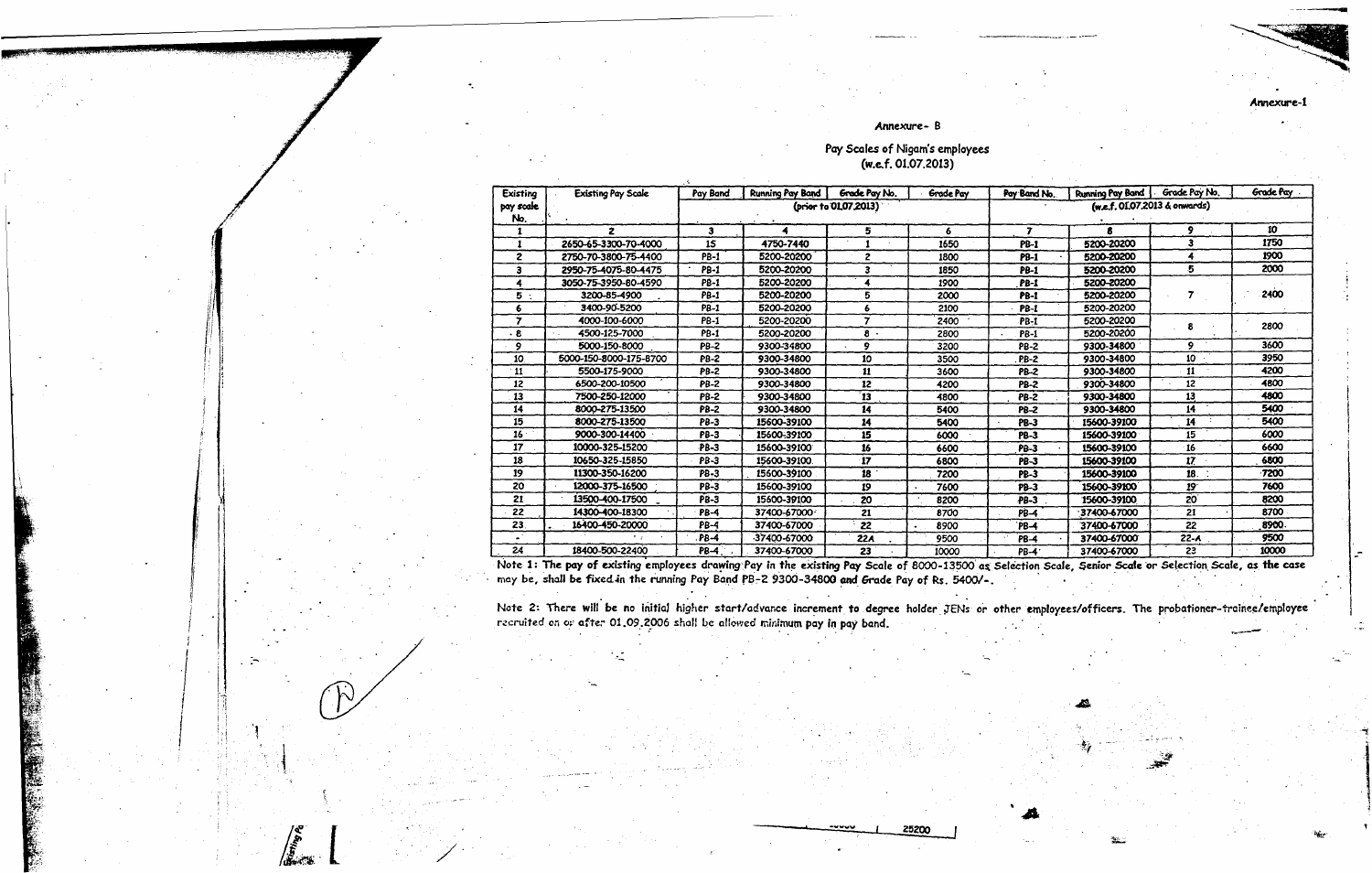Annexure-1

## Annexure- B

### Pay Scales of Nigam's employees (w.e.f. 01.07.2013)

| Existing pay scale No. | Existing Pay Scale | Pay Band (prior to 01.07.2013) | Running Pay Band | Grade Pay No. | Grade Pay | Pay Band No. (w.e.f. 01.07.2013 & onwards) | Running Pay Band | Grade Pay No. | Grade Pay |
|---|---|---|---|---|---|---|---|---|---|
| 1 | 2 | 3 | 4 | 5 | 6 | 7 | 8 | 9 | 10 |
| 1 | 2650-65-3300-70-4000 | 1S | 4750-7440 | 1 | 1650 | PB-1 | 5200-20200 | 3 | 1750 |
| 2 | 2750-70-3800-75-4400 | PB-1 | 5200-20200 | 2 | 1800 | PB-1 | 5200-20200 | 4 | 1900 |
| 3 | 2950-75-4075-80-4475 | PB-1 | 5200-20200 | 3 | 1850 | PB-1 | 5200-20200 | 5 | 2000 |
| 4 | 3050-75-3950-80-4590 | PB-1 | 5200-20200 | 4 | 1900 | PB-1 | 5200-20200 | 7 | 2400 |
| 5 | 3200-85-4900 | PB-1 | 5200-20200 | 5 | 2000 | PB-1 | 5200-20200 | | |
| 6 | 3400-90-5200 | PB-1 | 5200-20200 | 6 | 2100 | PB-1 | 5200-20200 | | |
| 7 | 4000-100-6000 | PB-1 | 5200-20200 | 7 | 2400 | PB-1 | 5200-20200 | 8 | 2800 |
| 8 | 4500-125-7000 | PB-1 | 5200-20200 | 8 | 2800 | PB-1 | 5200-20200 | | |
| 9 | 5000-150-8000 | PB-2 | 9300-34800 | 9 | 3200 | PB-2 | 9300-34800 | 9 | 3600 |
| 10 | 5000-150-8000-175-8700 | PB-2 | 9300-34800 | 10 | 3500 | PB-2 | 9300-34800 | 10 | 3950 |
| 11 | 5500-175-9000 | PB-2 | 9300-34800 | 11 | 3600 | PB-2 | 9300-34800 | 11 | 4200 |
| 12 | 6500-200-10500 | PB-2 | 9300-34800 | 12 | 4200 | PB-2 | 9300-34800 | 12 | 4800 |
| 13 | 7500-250-12000 | PB-2 | 9300-34800 | 13 | 4800 | PB-2 | 9300-34800 | 13 | 4800 |
| 14 | 8000-275-13500 | PB-2 | 9300-34800 | 14 | 5400 | PB-2 | 9300-34800 | 14 | 5400 |
| 15 | 8000-275-13500 | PB-3 | 15600-39100 | 14 | 5400 | PB-3 | 15600-39100 | 14 | 5400 |
| 16 | 9000-300-14400 | PB-3 | 15600-39100 | 15 | 6000 | PB-3 | 15600-39100 | 15 | 6000 |
| 17 | 10000-325-15200 | PB-3 | 15600-39100 | 16 | 6600 | PB-3 | 15600-39100 | 16 | 6600 |
| 18 | 10650-325-15850 | PB-3 | 15600-39100 | 17 | 6800 | PB-3 | 15600-39100 | 17 | 6800 |
| 19 | 11300-350-16200 | PB-3 | 15600-39100 | 18 | 7200 | PB-3 | 15600-39100 | 18 | 7200 |
| 20 | 12000-375-16500 | PB-3 | 15600-39100 | 19 | 7600 | PB-3 | 15600-39100 | 19 | 7600 |
| 21 | 13500-400-17500 | PB-3 | 15600-39100 | 20 | 8200 | PB-3 | 15600-39100 | 20 | 8200 |
| 22 | 14300-400-18300 | PB-4 | 37400-67000 | 21 | 8700 | PB-4 | 37400-67000 | 21 | 8700 |
| 23 | 16400-450-20000 | PB-4 | 37400-67000 | 22 | 8900 | PB-4 | 37400-67000 | 22 | 8900 |
| - | | PB-4 | 37400-67000 | 22A | 9500 | PB-4 | 37400-67000 | 22-A | 9500 |
| 24 | 18400-500-22400 | PB-4 | 37400-67000 | 23 | 10000 | PB-4 | 37400-67000 | 23 | 10000 |

Note 1: The pay of existing employees drawing Pay in the existing Pay Scale of 8000-13500 as Selection Scale, Senior Scale or Selection Scale, as the case may be, shall be fixed in the running Pay Band PB-2 9300-34800 and Grade Pay of Rs. 5400/-.

Note 2: There will be no initial higher start/advance increment to degree holder JENs or other employees/officers. The probationer-trainee/employee recruited on or after 01.09.2006 shall be allowed minimum pay in pay band.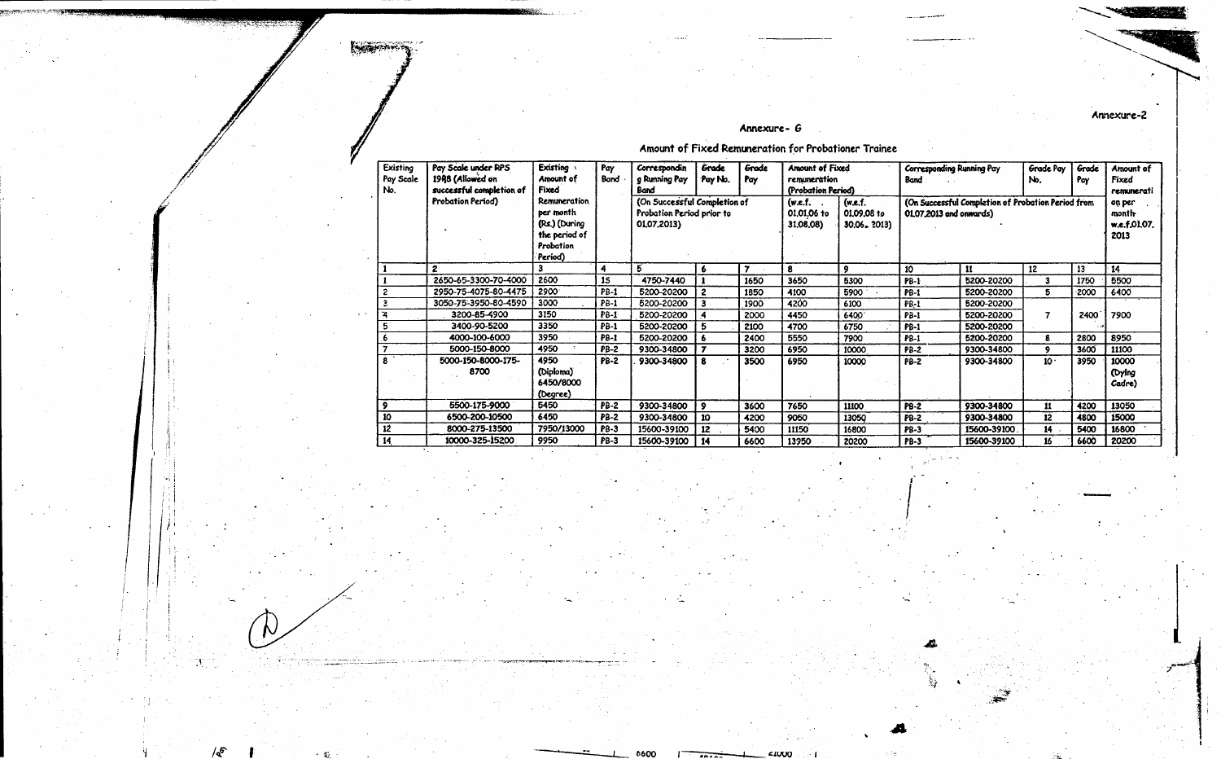Annexure-2

Annexure- 6

## Amount of Fixed Remuneration for Probationer Trainee

| Existing Pay Scale No. | Pay Scale under RPS 1998 (Allowed on successful completion of Probation Period) | Existing Amount of Fixed Remuneration per month (Rs.) (During the period of Probation Period) | Pay Band | Corresponding Running Pay Band (On Successful Completion of Probation Period prior to 01.07.2013) | Grade Pay No. | Grade Pay | Amount of Fixed remuneration (Probation Period) (w.e.f. 01.01.06 to 31.08.08) | (w.e.f. 01.09.08 to 30.06.2013) | Corresponding Running Pay Band (On Successful Completion of Probation Period from 01.07.2013 and onwards) | | Grade Pay No. | Grade Pay | Amount of Fixed remuneration per month w.e.f.01.07.2013 |
|---|---|---|---|---|---|---|---|---|---|---|---|---|---|
| 1 | 2 | 3 | 4 | 5 | 6 | 7 | 8 | 9 | 10 | 11 | 12 | 13 | 14 |
| 1 | 2650-65-3300-70-4000 | 2600 | 1S | 4750-7440 | 1 | 1650 | 3650 | 5300 | PB-1 | 5200-20200 | 3 | 1750 | 5500 |
| 2 | 2950-75-4075-80-4475 | 2900 | PB-1 | 5200-20200 | 2 | 1850 | 4100 | 5900 | PB-1 | 5200-20200 | 5 | 2000 | 6400 |
| 3 | 3050-75-3950-80-4590 | 3000 | PB-1 | 5200-20200 | 3 | 1900 | 4200 | 6100 | PB-1 | 5200-20200 | 7 | 2400 | 7900 |
| 4 | 3200-85-4900 | 3150 | PB-1 | 5200-20200 | 4 | 2000 | 4450 | 6400 | PB-1 | 5200-20200 | | | |
| 5 | 3400-90-5200 | 3350 | PB-1 | 5200-20200 | 5 | 2100 | 4700 | 6750 | PB-1 | 5200-20200 | | | |
| 6 | 4000-100-6000 | 3950 | PB-1 | 5200-20200 | 6 | 2400 | 5550 | 7900 | PB-1 | 5200-20200 | 8 | 2800 | 8950 |
| 7 | 5000-150-8000 | 4950 | PB-2 | 9300-34800 | 7 | 3200 | 6950 | 10000 | PB-2 | 9300-34800 | 9 | 3600 | 11100 |
| 8 | 5000-150-8000-175-8700 | 4950 (Diploma) 6450/8000 (Degree) | PB-2 | 9300-34800 | 8 | 3500 | 6950 | 10000 | PB-2 | 9300-34800 | 10 | 3950 | 10000 (Dying Cadre) |
| 9 | 5500-175-9000 | 5450 | PB-2 | 9300-34800 | 9 | 3600 | 7650 | 11100 | PB-2 | 9300-34800 | 11 | 4200 | 13050 |
| 10 | 6500-200-10500 | 6450 | PB-2 | 9300-34800 | 10 | 4200 | 9050 | 13050 | PB-2 | 9300-34800 | 12 | 4800 | 15000 |
| 12 | 8000-275-13500 | 7950/13000 | PB-3 | 15600-39100 | 12 | 5400 | 11150 | 16800 | PB-3 | 15600-39100 | 14 | 5400 | 16800 |
| 14 | 10000-325-15200 | 9950 | PB-3 | 15600-39100 | 14 | 6600 | 13950 | 20200 | PB-3 | 15600-39100 | 16 | 6600 | 20200 |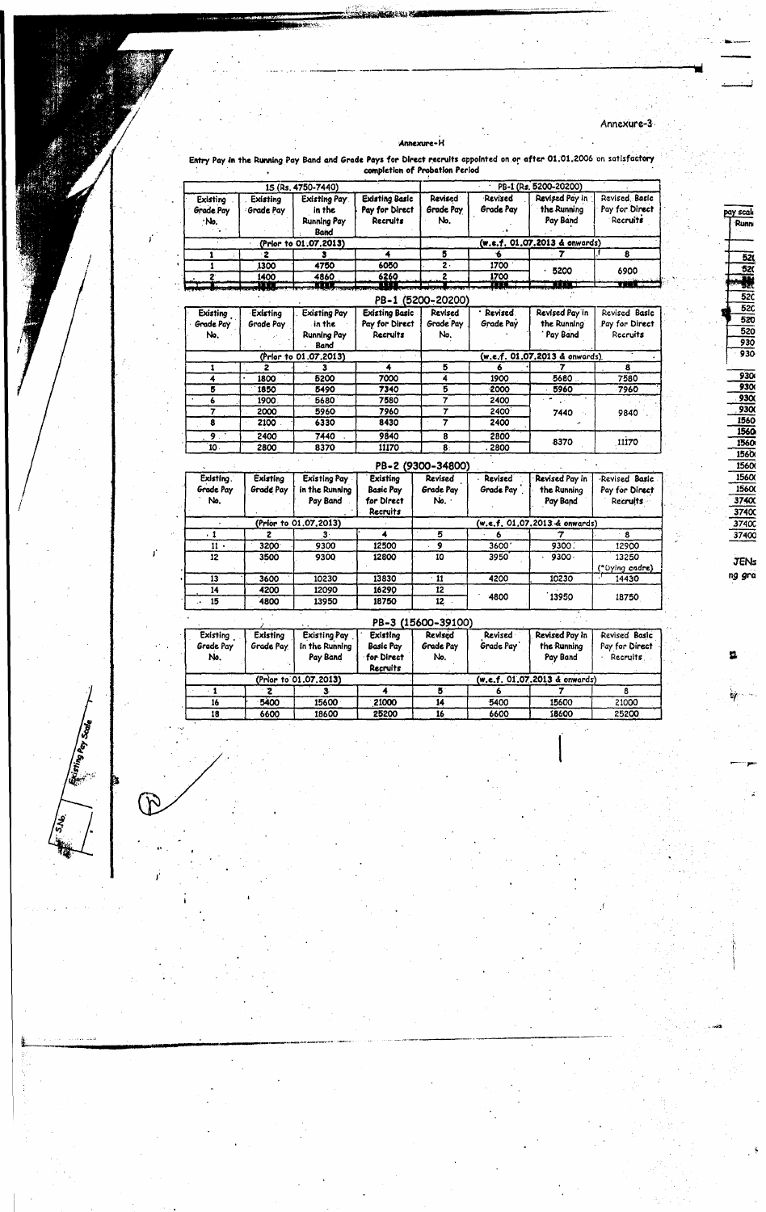Annexure-3

Annexure-H

Entry Pay in the Running Pay Band and Grade Pays for Direct recruits appointed on or after 01.01.2006 on satisfactory completion of Probation Period

| 1S (Rs. 4750-7440) | | | | PB-1 (Rs. 5200-20200) | | | |
|---|---|---|---|---|---|---|---|
| Existing Grade Pay No. | Existing Grade Pay | Existing Pay in the Running Pay Band | Existing Basic Pay for Direct Recruits | Revised Grade Pay No. | Revised Grade Pay | Revised Pay in the Running Pay Band | Revised Basic Pay for Direct Recruits |
| (Prior to 01.07.2013) | | | | (w.e.f. 01.07.2013 & onwards) | | | |
| 1 | 2 | 3 | 4 | 5 | 6 | 7 | 8 |
| 1 | 1300 | 4750 | 6050 | 2 | 1700 | 5200 | 6900 |
| 2 | 1400 | 4860 | 6260 | 2 | 1700 | | |

PB-1 (5200-20200)

| Existing Grade Pay No. | Existing Grade Pay | Existing Pay in the Running Pay Band | Existing Basic Pay for Direct Recruits | Revised Grade Pay No. | Revised Grade Pay | Revised Pay in the Running Pay Band | Revised Basic Pay for Direct Recruits |
|---|---|---|---|---|---|---|---|
| (Prior to 01.07.2013) | | | | (w.e.f. 01.07.2013 & onwards) | | | |
| 1 | 2 | 3 | 4 | 5 | 6 | 7 | 8 |
| 4 | 1800 | 5200 | 7000 | 4 | 1900 | 5680 | 7580 |
| 5 | 1850 | 5490 | 7340 | 5 | 2000 | 5960 | 7960 |
| 6 | 1900 | 5680 | 7580 | 7 | 2400 | 7440 | 9840 |
| 7 | 2000 | 5960 | 7960 | 7 | 2400 | | |
| 8 | 2100 | 6330 | 8430 | 7 | 2400 | | |
| 9 | 2400 | 7440 | 9840 | 8 | 2800 | 8370 | 11170 |
| 10 | 2800 | 8370 | 11170 | 8 | 2800 | | |

PB-2 (9300-34800)

| Existing Grade Pay No. | Existing Grade Pay | Existing Pay in the Running Pay Band | Existing Basic Pay for Direct Recruits | Revised Grade Pay No. | Revised Grade Pay | Revised Pay in the Running Pay Band | Revised Basic Pay for Direct Recruits |
|---|---|---|---|---|---|---|---|
| (Prior to 01.07.2013) | | | | (w.e.f. 01.07.2013 & onwards) | | | |
| 1 | 2 | 3 | 4 | 5 | 6 | 7 | 8 |
| 11 | 3200 | 9300 | 12500 | 9 | 3600 | 9300 | 12900 |
| 12 | 3500 | 9300 | 12800 | 10 | 3950 | 9300 | 13250 (*Dying cadre) |
| 13 | 3600 | 10230 | 13830 | 11 | 4200 | 10230 | 14430 |
| 14 | 4200 | 12090 | 16290 | 12 | 4800 | 13950 | 18750 |
| 15 | 4800 | 13950 | 18750 | 12 | | | |

PB-3 (15600-39100)

| Existing Grade Pay No. | Existing Grade Pay | Existing Pay in the Running Pay Band | Existing Basic Pay for Direct Recruits | Revised Grade Pay No. | Revised Grade Pay | Revised Pay in the Running Pay Band | Revised Basic Pay for Direct Recruits |
|---|---|---|---|---|---|---|---|
| (Prior to 01.07.2013) | | | | (w.e.f. 01.07.2013 & onwards) | | | |
| 1 | 2 | 3 | 4 | 5 | 6 | 7 | 8 |
| 16 | 5400 | 15600 | 21000 | 14 | 5400 | 15600 | 21000 |
| 18 | 6600 | 18600 | 25200 | 16 | 6600 | 18600 | 25200 |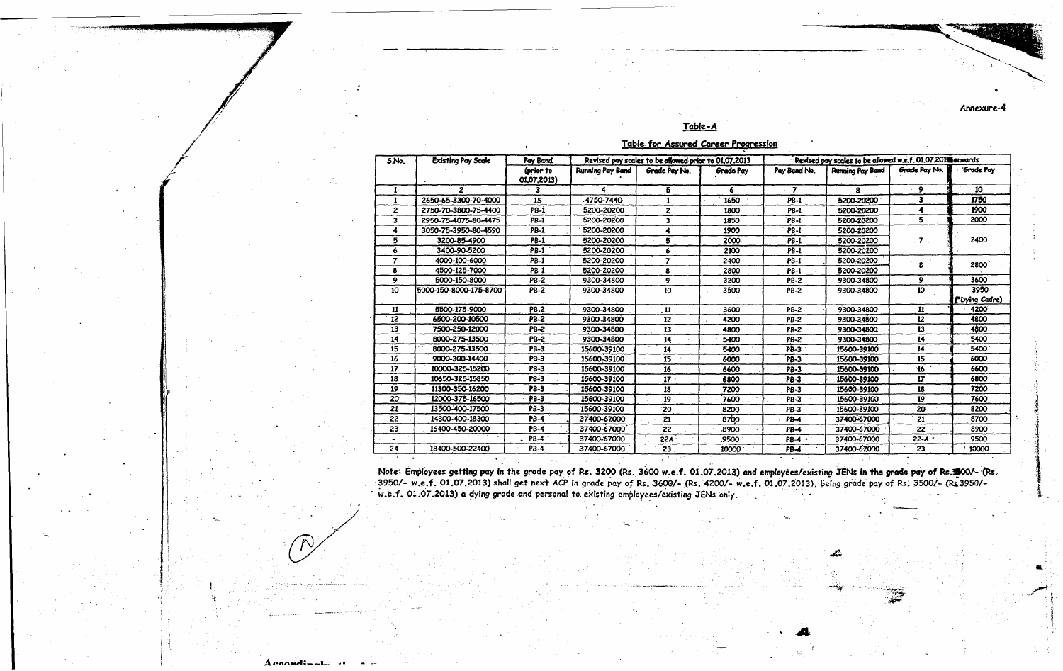Annexure-4

## Table-A

### Table for Assured Career Progression

| S.No. | Existing Pay Scale | Pay Band (prior to 01.07.2013) | Revised pay scales to be allowed prior to 01.07.2013 | | | Revised pay scales to be allowed w.e.f. 01.07.2013 onwards | | | |
|---|---|---|---|---|---|---|---|---|---|
| | | | Running Pay Band | Grade Pay No. | Grade Pay | Pay Band No. | Running Pay Band | Grade Pay No. | Grade Pay |
| 1 | 2 | 3 | 4 | 5 | 6 | 7 | 8 | 9 | 10 |
| 1 | 2650-65-3300-70-4000 | 1S | 4750-7440 | 1 | 1650 | PB-1 | 5200-20200 | 3 | 1750 |
| 2 | 2750-70-3800-75-4400 | PB-1 | 5200-20200 | 2 | 1800 | PB-1 | 5200-20200 | 4 | 1900 |
| 3 | 2950-75-4075-80-4475 | PB-1 | 5200-20200 | 3 | 1850 | PB-1 | 5200-20200 | 5 | 2000 |
| 4 | 3050-75-3950-80-4590 | PB-1 | 5200-20200 | 4 | 1900 | PB-1 | 5200-20200 | 7 | 2400 |
| 5 | 3200-85-4900 | PB-1 | 5200-20200 | 5 | 2000 | PB-1 | 5200-20200 | | |
| 6 | 3400-90-5200 | PB-1 | 5200-20200 | 6 | 2100 | PB-1 | 5200-20200 | | |
| 7 | 4000-100-6000 | PB-1 | 5200-20200 | 7 | 2400 | PB-1 | 5200-20200 | 8 | 2800 |
| 8 | 4500-125-7000 | PB-1 | 5200-20200 | 8 | 2800 | PB-1 | 5200-20200 | | |
| 9 | 5000-150-8000 | PB-2 | 9300-34800 | 9 | 3200 | PB-2 | 9300-34800 | 9 | 3600 |
| 10 | 5000-150-8000-175-8700 | PB-2 | 9300-34800 | 10 | 3500 | PB-2 | 9300-34800 | 10 | 3950 (*Dying Cadre) |
| 11 | 5500-175-9000 | PB-2 | 9300-34800 | 11 | 3600 | PB-2 | 9300-34800 | 11 | 4200 |
| 12 | 6500-200-10500 | PB-2 | 9300-34800 | 12 | 4200 | PB-2 | 9300-34800 | 12 | 4800 |
| 13 | 7500-250-12000 | PB-2 | 9300-34800 | 13 | 4800 | PB-2 | 9300-34800 | 13 | 4800 |
| 14 | 8000-275-13500 | PB-2 | 9300-34800 | 14 | 5400 | PB-2 | 9300-34800 | 14 | 5400 |
| 15 | 8000-275-13500 | PB-3 | 15600-39100 | 14 | 5400 | PB-3 | 15600-39100 | 14 | 5400 |
| 16 | 9000-300-14400 | PB-3 | 15600-39100 | 15 | 6000 | PB-3 | 15600-39100 | 15 | 6000 |
| 17 | 10000-325-15200 | PB-3 | 15600-39100 | 16 | 6600 | PB-3 | 15600-39100 | 16 | 6600 |
| 18 | 10650-325-15850 | PB-3 | 15600-39100 | 17 | 6800 | PB-3 | 15600-39100 | 17 | 6800 |
| 19 | 11300-350-16200 | PB-3 | 15600-39100 | 18 | 7200 | PB-3 | 15600-39100 | 18 | 7200 |
| 20 | 12000-375-16500 | PB-3 | 15600-39100 | 19 | 7600 | PB-3 | 15600-39100 | 19 | 7600 |
| 21 | 13500-400-17500 | PB-3 | 15600-39100 | 20 | 8200 | PB-3 | 15600-39100 | 20 | 8200 |
| 22 | 14300-400-18300 | PB-4 | 37400-67000 | 21 | 8700 | PB-4 | 37400-67000 | 21 | 8700 |
| 23 | 16400-450-20000 | PB-4 | 37400-67000 | 22 | 8900 | PB-4 | 37400-67000 | 22 | 8900 |
| - | | PB-4 | 37400-67000 | 22A | 9500 | PB-4 | 37400-67000 | 22-A | 9500 |
| 24 | 18400-500-22400 | PB-4 | 37400-67000 | 23 | 10000 | PB-4 | 37400-67000 | 23 | 10000 |

Note: Employees getting pay in the grade pay of Rs. 3200 (Rs. 3600 w.e.f. 01.07.2013) and employees/existing JENs in the grade pay of Rs.3500/- (Rs. 3950/- w.e.f. 01.07.2013) shall get next ACP in grade pay of Rs. 3600/- (Rs. 4200/- w.e.f. 01.07.2013), being grade pay of Rs. 3500/- (Rs.3950/- w.e.f. 01.07.2013) a dying grade and personal to existing employees/existing JENs only.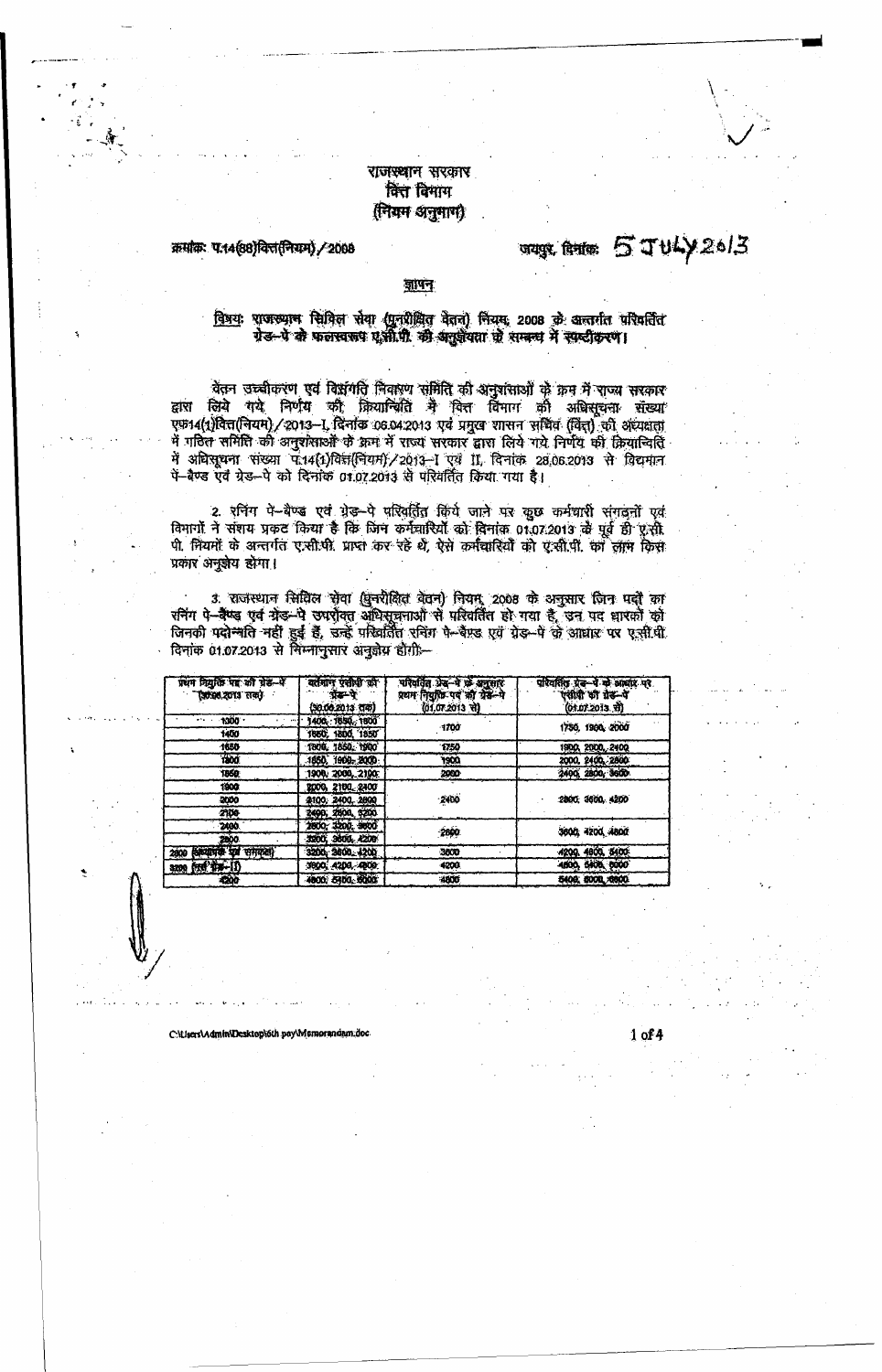राजस्थान सरकार
वित्त विभाग
(नियम अनुभाग)

क्रमांक: प.14(88)वित्त(नियम)/2008

जयपुर, दिनांक: 5 JULY 2013

ज्ञापन

विषय: राजस्थान सिविल सेवा (पुनरीक्षित वेतन) नियम, 2008 के अन्तर्गत परिवर्तित ग्रेड–पे के फलस्वरूप ए.सी.पी. की अनुज्ञेयता के सम्बन्ध में स्पष्टीकरण।

वेतन उच्चीकरण एवं विसंगति निवारण समिति की अनुशंसाओं के क्रम में राज्य सरकार द्वारा लिये गये निर्णय की क्रियान्विति में वित्त विभाग की अधिसूचना संख्या एफ14(1)वित्त(नियम)/2013–I, दिनांक 06.04.2013 एवं प्रमुख शासन सचिव (वित्त) की अध्यक्षता में गठित समिति की अनुशंसाओं के क्रम में राज्य सरकार द्वारा लिये गये निर्णय की क्रियान्विति में अधिसूचना संख्या प.14(1)वित्त(नियम)/2013–I एवं II, दिनांक 28.06.2013 से विद्यमान पे–बैण्ड एवं ग्रेड–पे को दिनांक 01.07.2013 से परिवर्तित किया गया है।

2. रनिंग पे–बैण्ड एवं ग्रेड–पे परिवर्तित किये जाने पर कुछ कर्मचारी संगठनों एवं विभागों ने संशय प्रकट किया है कि जिन कर्मचारियों को दिनांक 01.07.2013 के पूर्व ही ए.सी.पी. नियमों के अन्तर्गत ए.सी.पी. प्राप्त कर रहे थे, ऐसे कर्मचारियों को ए.सी.पी. का लाभ किस प्रकार अनुज्ञेय होगा।

3. राजस्थान सिविल सेवा (पुनरीक्षित वेतन) नियम, 2008 के अनुसार जिन पदों का रनिंग पे–बैण्ड एवं ग्रेड–पे उपरोक्त अधिसूचनाओं से परिवर्तित हो गया है, उन पद धारकों को जिनकी पदोन्नति नहीं हुई हैं, उन्हें परिवर्तित रनिंग पे–बैण्ड एवं ग्रेड–पे के आधार पर ए.सी.पी. दिनांक 01.07.2013 से निम्नानुसार अनुज्ञेय होगी:–

| प्रथम नियुक्ति पद की ग्रेड–पे (30.06.2013 तक) | वर्तमान एसीपी की ग्रेड–पे (30.06.2013 तक) | परिवर्तित ग्रेड–पे के अनुसार प्रथम नियुक्ति पद की ग्रेड–पे (01.07.2013 से) | परिवर्तित ग्रेड–पे के आधार पर एसीपी की ग्रेड–पे (01.07.2013 से) |
|---|---|---|---|
| 1300 | 1400, 1650, 1800 | 1700 | 1750, 1900, 2000 |
| 1400 | 1650, 1800, 1850 | | |
| 1650 | 1800, 1850, 1900 | 1750 | 1900, 2000, 2400 |
| 1800 | 1850, 1900, 2000 | 1900 | 2000, 2400, 2800 |
| 1850 | 1900, 2000, 2100 | 2000 | 2400, 2800, 3600 |
| 1900 | 2000, 2100, 2400 | 2400 | 2800, 3600, 4200 |
| 2000 | 2100, 2400, 2800 | | |
| 2100 | 2400, 2800, 3200 | | |
| 2400 | 2800, 3200, 3600 | 2800 | 3600, 4200, 4800 |
| 2800 | 3200, 3600, 4200 | | |
| 2800 (कनिष्ठ लेखाकार एवं समकक्ष) | 3200, 3600, 4200 | 3600 | 4200, 4800, 5400 |
| 3200 (स्कूल ग्रेड–II) | 3600, 4200, 4800 | 4200 | 4800, 5400, 6000 |
| 4200 | 4800, 5400, 6000 | 4800 | 5400, 6000, 6600 |

C:\Users\Admin\Desktop\6th pay\Memorandum.doc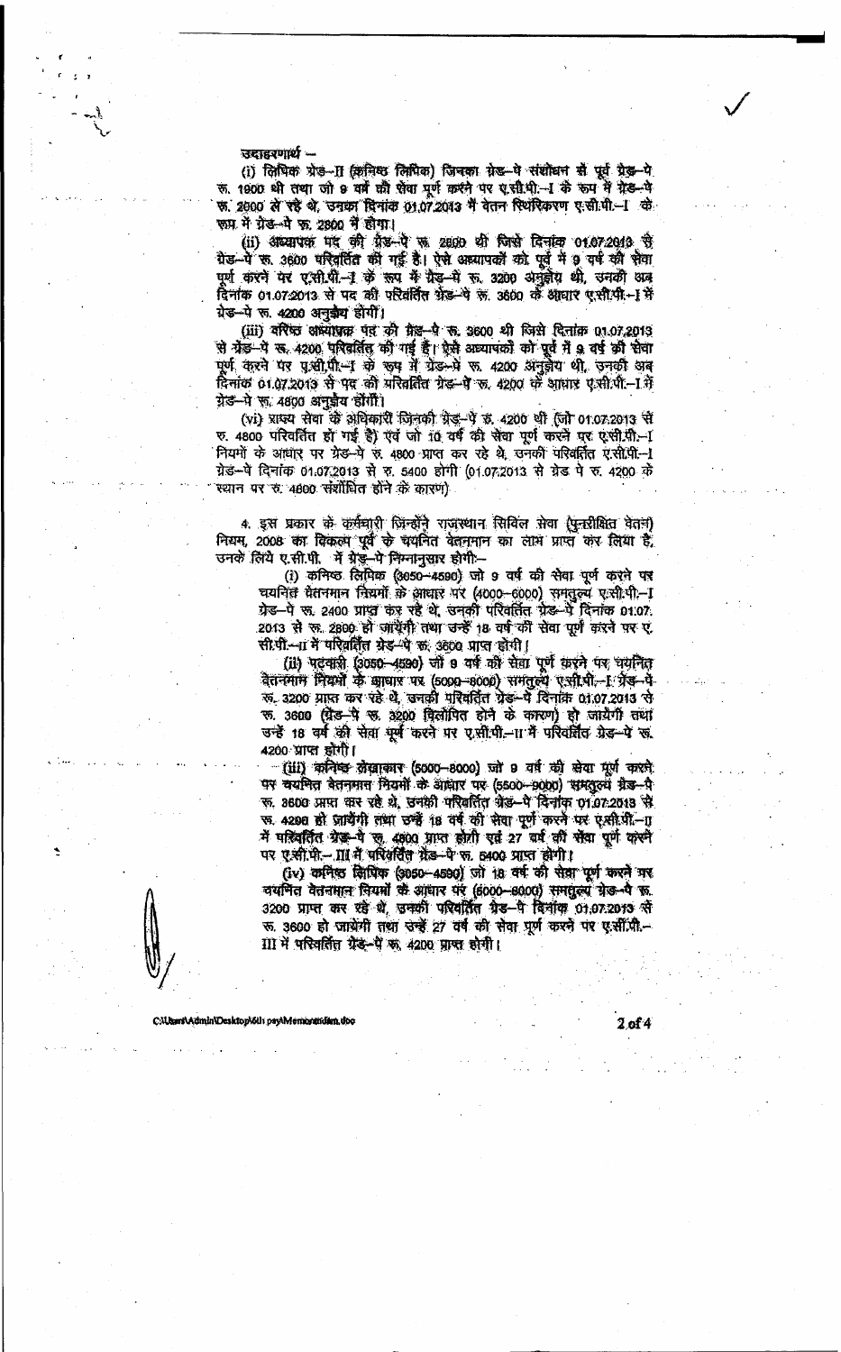उदाहरणार्थ –

(i) लिपिक ग्रेड–II (कनिष्ठ लिपिक) जिनका ग्रेड–पे संशोधन से पूर्व ग्रेड–पे रू. 1900 थी तथा जो 9 वर्ष की सेवा पूर्ण करने पर ए.सी.पी.–I के रूप में ग्रेड–पे रू. 2600 ले रहे थे, उनका दिनांक 01.07.2013 में वेतन स्थिरिकरण ए.सी.पी.–I के रूप में ग्रेड–पे रू. 2800 में होगा।

(ii) अध्यापक पद की ग्रेड–पे रू. 2800 थी जिसे दिनांक 01.07.2013 से ग्रेड–पे रू. 3600 परिवर्तित की गई है। ऐसे अध्यापकों को पूर्व में 9 वर्ष की सेवा पूर्ण करने पर ए.सी.पी.–I के रूप में ग्रेड–पे रू. 3200 अनुज्ञेय थी, उनकी अब दिनांक 01.07.2013 से पद की परिवर्तित ग्रेड–पे रू. 3600 के आधार ए.सी.पी.–I में ग्रेड–पे रू. 4200 अनुज्ञेय होगी।

(iii) वरिष्ठ अध्यापक पद की ग्रेड–पे रू. 3600 थी जिसे दिनांक 01.07.2013 से ग्रेड–पे रू. 4200 परिवर्तित की गई है। ऐसे अध्यापकों को पूर्व में 9 वर्ष की सेवा पूर्ण करने पर ए.सी.पी.–I के रूप में ग्रेड–पे रू. 4200 अनुज्ञेय थी, उनकी अब दिनांक 01.07.2013 से पद की परिवर्तित ग्रेड–पे रू. 4200 के आधार ए.सी.पी.–I में ग्रेड–पे रू. 4800 अनुज्ञेय होगी।

(vi) राज्य सेवा के अधिकारी जिनकी ग्रेड–पे रु. 4200 थी (जो 01.07.2013 से रु. 4800 परिवर्तित हो गई है) एवं जो 10 वर्ष की सेवा पूर्ण करने पर ए.सी.पी.–I नियमों के आधार पर ग्रेड–पे रु. 4800 प्राप्त कर रहे थे, उनकी परिवर्तित ए.सी.पी.–I ग्रेड–पे दिनांक 01.07.2013 से रु. 5400 होगी (01.07.2013 से ग्रेड पे रु. 4200 के स्थान पर रु. 4800 संशोधित होने के कारण)

4. इस प्रकार के कर्मचारी जिन्होंने राजस्थान सिविल सेवा (पुनरीक्षित वेतन) नियम, 2008 का विकल्प पूर्व के चयनित वेतनमान का लाभ प्राप्त कर लिया है, उनके लिये ए.सी.पी. में ग्रेड–पे निम्नानुसार होगी:–

(i) कनिष्ठ लिपिक (3050–4590) जो 9 वर्ष की सेवा पूर्ण करने पर चयनित वेतनमान नियमों के आधार पर (4000–6000) समतुल्य ए.सी.पी.–I ग्रेड–पे रू. 2400 प्राप्त कर रहे थे, उनकी परिवर्तित ग्रेड–पे दिनांक 01.07.2013 से रू. 2800 हो जायेगी तथा उन्हें 18 वर्ष की सेवा पूर्ण करने पर ए.सी.पी.–II में परिवर्तित ग्रेड–पे रू. 3600 प्राप्त होगी।

(ii) पटवारी (3050–4590) जो 9 वर्ष की सेवा पूर्ण करने पर चयनित वेतनमान नियमों के आधार पर (5000–8000) समतुल्य ए.सी.पी.–I ग्रेड–पे रू. 3200 प्राप्त कर रहे थे, उनकी परिवर्तित ग्रेड–पे दिनांक 01.07.2013 से रू. 3600 (ग्रेड–पे रू. 3200 विलोपित होने के कारण) हो जायेगी तथा उन्हें 18 वर्ष की सेवा पूर्ण करने पर ए.सी.पी.–II में परिवर्तित ग्रेड–पे रू. 4200 प्राप्त होगी।

(iii) कनिष्ठ लेखाकार (5000–8000) जो 9 वर्ष की सेवा पूर्ण करने पर चयनित वेतनमान नियमों के आधार पर (5500–9000) समतुल्य ग्रेड–पे रू. 3600 प्राप्त कर रहे थे, उनकी परिवर्तित ग्रेड–पे दिनांक 01.07.2013 से रू. 4200 हो जायेगी तथा उन्हें 18 वर्ष की सेवा पूर्ण करने पर ए.सी.पी.–II में परिवर्तित ग्रेड–पे रू. 4800 प्राप्त होगी एवं 27 वर्ष की सेवा पूर्ण करने पर ए.सी.पी.–III में परिवर्तित ग्रेड–पे रू. 5400 प्राप्त होगी।

(iv) कनिष्ठ लिपिक (3050–4590) जो 18 वर्ष की सेवा पूर्ण करने पर चयनित वेतनमान नियमों के आधार पर (5000–8000) समतुल्य ग्रेड–पे रू. 3200 प्राप्त कर रहे थे, उनकी परिवर्तित ग्रेड–पे दिनांक 01.07.2013 से रू. 3600 हो जायेगी तथा उन्हें 27 वर्ष की सेवा पूर्ण करने पर ए.सी.पी.–III में परिवर्तित ग्रेड–पे रू. 4200 प्राप्त होगी।

C:\Users\Admin\Desktop\6th pay\Memorandum.doc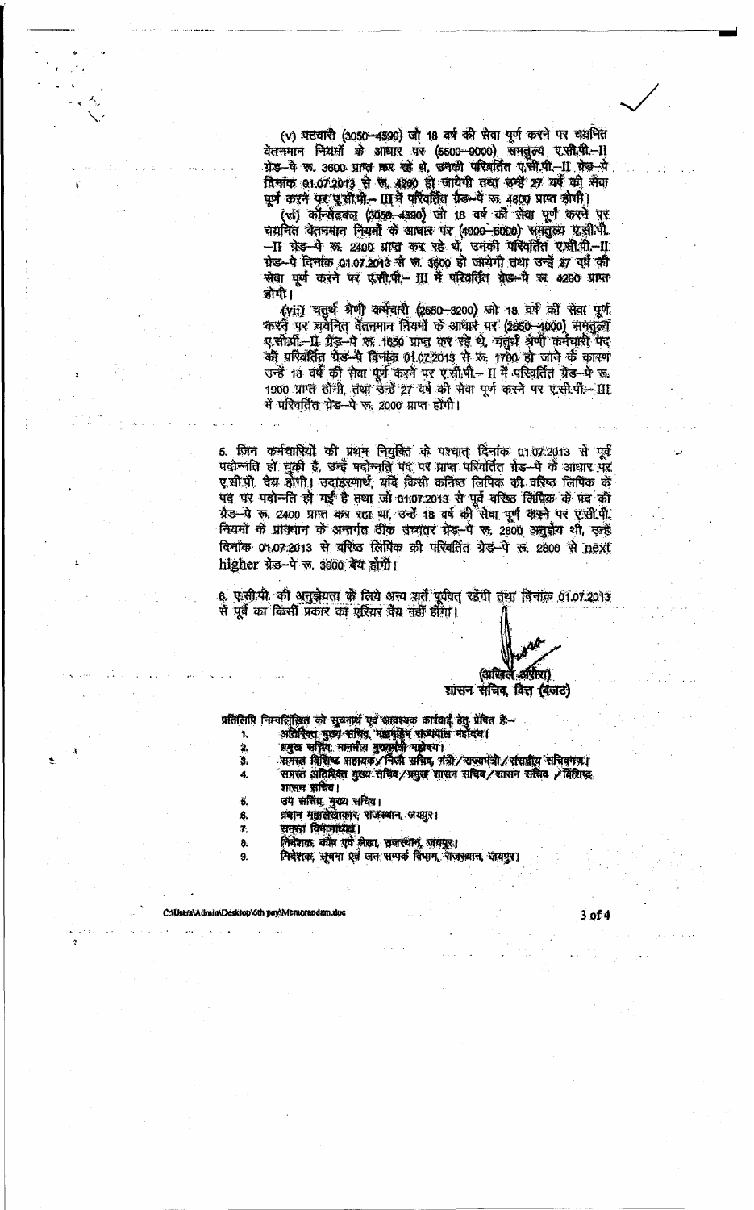(v) पटवारी (3050—4590) जो 18 वर्ष की सेवा पूर्ण करने पर चयनित वेतनमान नियमों के आधार पर (5500—9000) समतुल्य ए.सी.पी.–II ग्रेड–पे रू. 3600 प्राप्त कर रहे थे, उनकी परिवर्तित ए.सी.पी.–II ग्रेड–पे दिनांक 01.07.2013 से रू. 4200 हो जायेगी तथा उन्हें 27 वर्ष की सेवा पूर्ण करने पर ए.सी.पी.– III में परिवर्तित ग्रेड–पे रू. 4800 प्राप्त होगी।

(vi) कॉन्सटेबल (3050—4590) जो 18 वर्ष की सेवा पूर्ण करने पर चयनित वेतनमान नियमों के आधार पर (4000—6000) समतुल्य ए.सी.पी.–II ग्रेड–पे रू. 2400 प्राप्त कर रहे थे, उनकी परिवर्तित ए.सी.पी.–II ग्रेड–पे दिनांक 01.07.2013 से रू. 3600 हो जायेगी तथा उन्हें 27 वर्ष की सेवा पूर्ण करने पर ए.सी.पी.– III में परिवर्तित ग्रेड–पे रू. 4200 प्राप्त होगी।

(vii) चतुर्थ श्रेणी कर्मचारी (2550—3200) जो 18 वर्ष की सेवा पूर्ण करने पर चयनित वेतनमान नियमों के आधार पर (2650—4000) समतुल्य ए.सी.पी.–II ग्रेड–पे रू. 1650 प्राप्त कर रहे थे, चतुर्थ श्रेणी कर्मचारी पद की परिवर्तित ग्रेड–पे दिनांक 01.07.2013 से रू. 1700 हो जाने के कारण उन्हें 18 वर्ष की सेवा पूर्ण करने पर ए.सी.पी.– II में परिवर्तित ग्रेड–पे रू. 1900 प्राप्त होगी, तथा उन्हें 27 वर्ष की सेवा पूर्ण करने पर ए.सी.पी.– III में परिवर्तित ग्रेड–पे रू. 2000 प्राप्त होगी।

5. जिन कर्मचारियों की प्रथम नियुक्ति के पश्चात् दिनांक 01.07.2013 से पूर्व पदोन्नति हो चुकी है, उन्हें पदोन्नति पद पर प्राप्त परिवर्तित ग्रेड–पे के आधार पर ए.सी.पी. देय होगी। उदाहरणार्थ, यदि किसी कनिष्ठ लिपिक की वरिष्ठ लिपिक के पद पर पदोन्नति हो गई है तथा जो 01.07.2013 से पूर्व वरिष्ठ लिपिक के पद की ग्रेड–पे रू. 2400 प्राप्त कर रहा था, उन्हें 18 वर्ष की सेवा पूर्ण करने पर ए.सी.पी. नियमों के प्रावधान के अन्तर्गत ठीक उच्चतर ग्रेड–पे रू. 2800 अनुज्ञेय थी, उन्हें दिनांक 01.07.2013 से वरिष्ठ लिपिक की परिवर्तित ग्रेड–पे रू. 2800 से next higher ग्रेड–पे रू. 3600 देय होगी।

6. ए.सी.पी. की अनुज्ञेयता के लिये अन्य शर्तें पूर्ववत् रहेंगी तथा दिनांक 01.07.2013 से पूर्व का किसी प्रकार का एरियर देय नहीं होगा।

(अखिल अरोरा)
शासन सचिव, वित्त (बजट)

प्रतिलिपि निम्नलिखित को सूचनार्थ एवं आवश्यक कार्यवाई हेतु प्रेषित है:—

1. अतिरिक्त मुख्य सचिव, महामहिम राज्यपाल महोदय।
2. प्रमुख सचिव, माननीय मुख्यमंत्री महोदय।
3. समस्त विशिष्ट सहायक/निजी सचिव, मंत्री/राज्यमंत्री/संसदीय सचिवगण।
4. समस्त अतिरिक्त मुख्य सचिव/प्रमुख शासन सचिव/शासन सचिव/विशिष्ट शासन सचिव।
5. उप सचिव, मुख्य सचिव।
6. प्रधान महालेखाकार, राजस्थान, जयपुर।
7. समस्त विभागाध्यक्ष।
8. निदेशक, कोष एवं लेखा, राजस्थान, जयपुर।
9. निदेशक, सूचना एवं जन सम्पर्क विभाग, राजस्थान, जयपुर।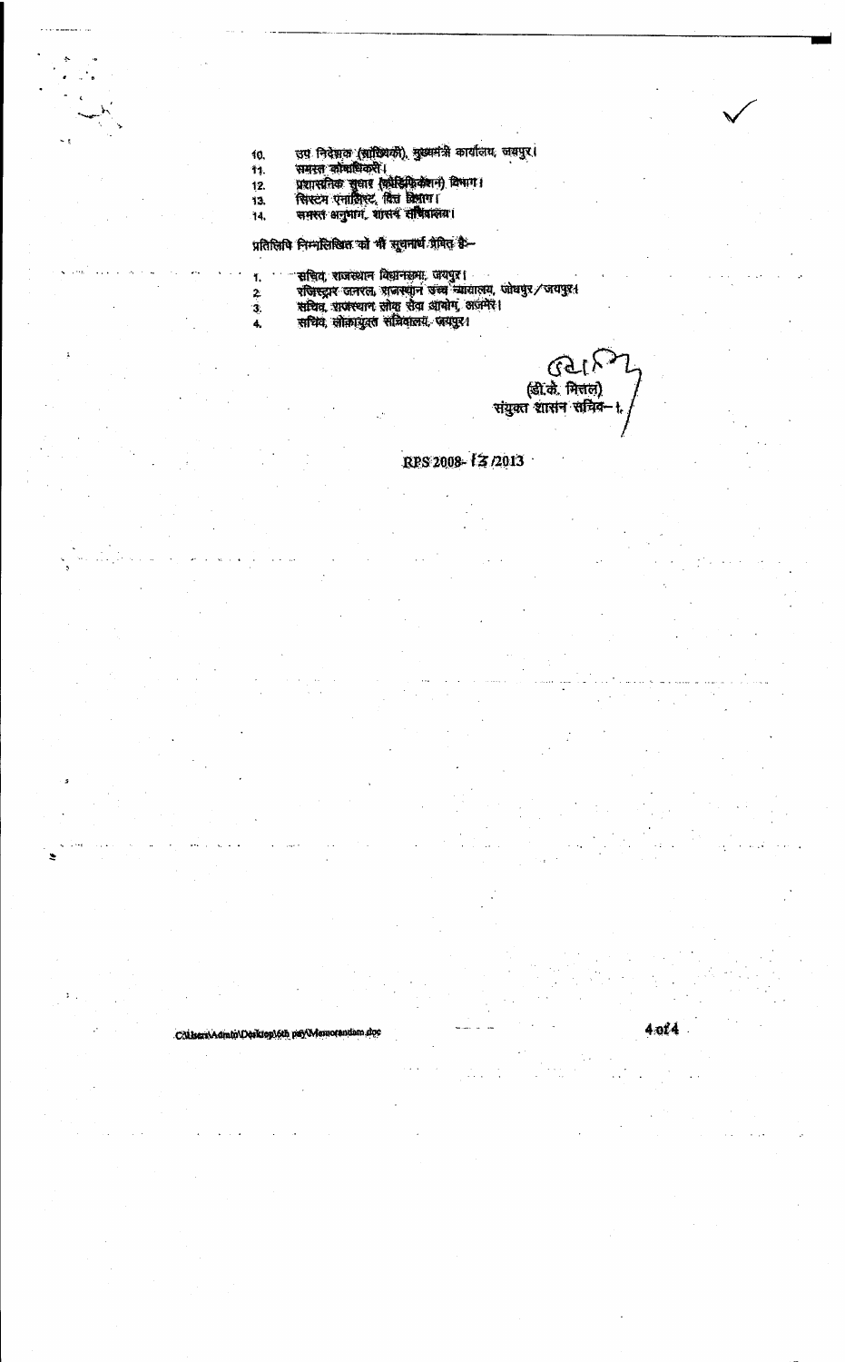10. उप निदेशक (सांख्यिकी), मुख्यमंत्री कार्यालय, जयपुर।
11. समस्त कोषाधिकारी।
12. प्रशासनिक सुधार (ग्रुप-निर्देशन) विभाग।
13. सिस्टम एनालिस्ट, वित्त विभाग।
14. समस्त अनुभाग, शासन सचिवालय।

प्रतिलिपि निम्नलिखित को भी सूचनार्थ प्रेषित है:—

1. सचिव, राजस्थान विधानसभा, जयपुर।
2. रजिस्ट्रार जनरल, राजस्थान उच्च न्यायालय, जोधपुर/जयपुर।
3. सचिव, राजस्थान लोक सेवा आयोग, अजमेर।
4. सचिव, लोकायुक्त सचिवालय, जयपुर।

(डी.के. मित्तल)
संयुक्त शासन सचिव–I.

RPS 2008- 13/2013

C:\Users\Admin\Desktop\6th pay\Memorandum.doc